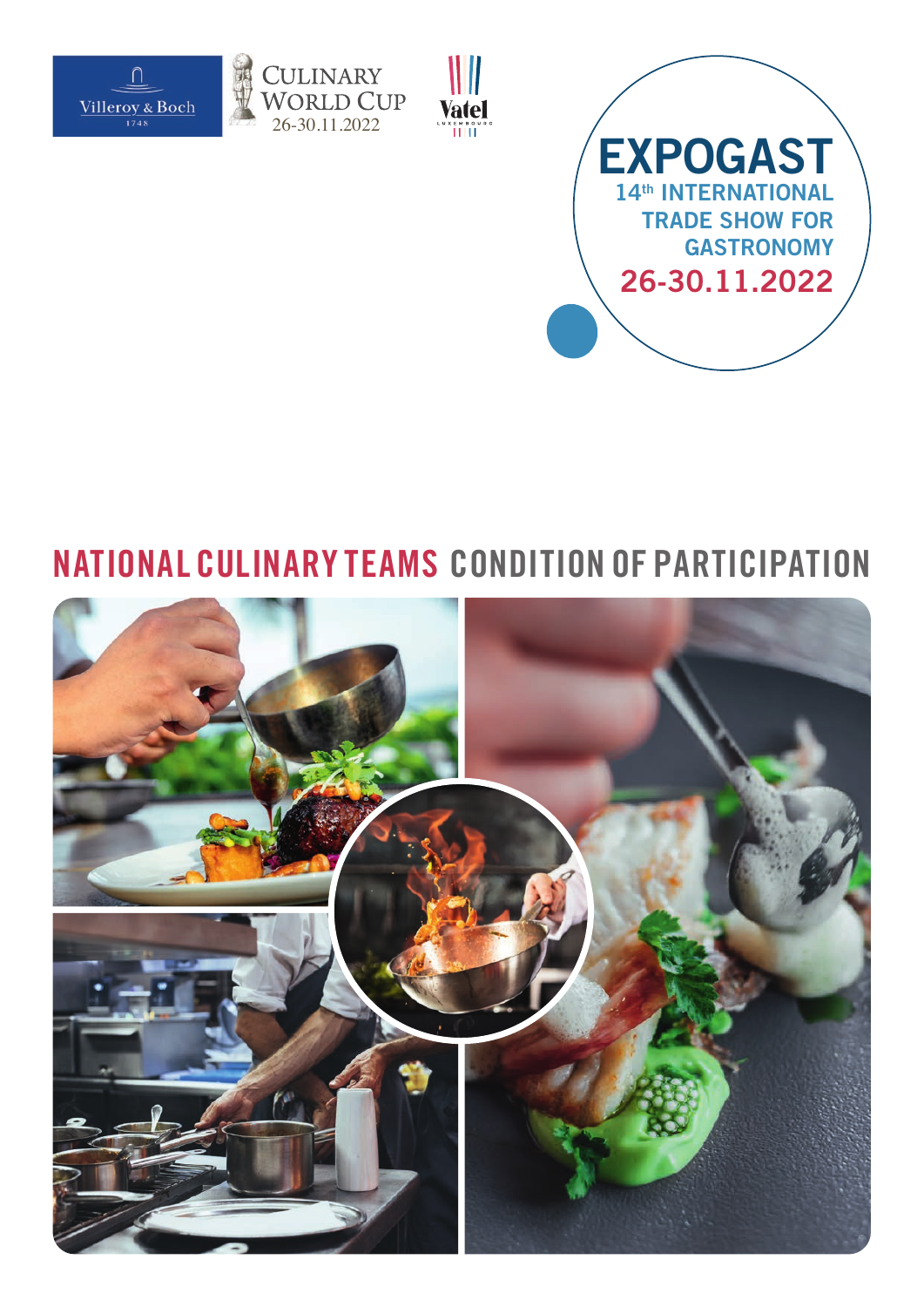Villeroy & Boch 1748

CULINARY WORLD CUP 26-30.11.2022

Vatel LUXEMBOURG

# EXPOGAST

**14th INTERNATIONAL TRADE SHOW FOR GASTRONOMY**

**26-30.11.2022**

# NATIONAL CULINARY TEAMS CONDITION OF PARTICIPATION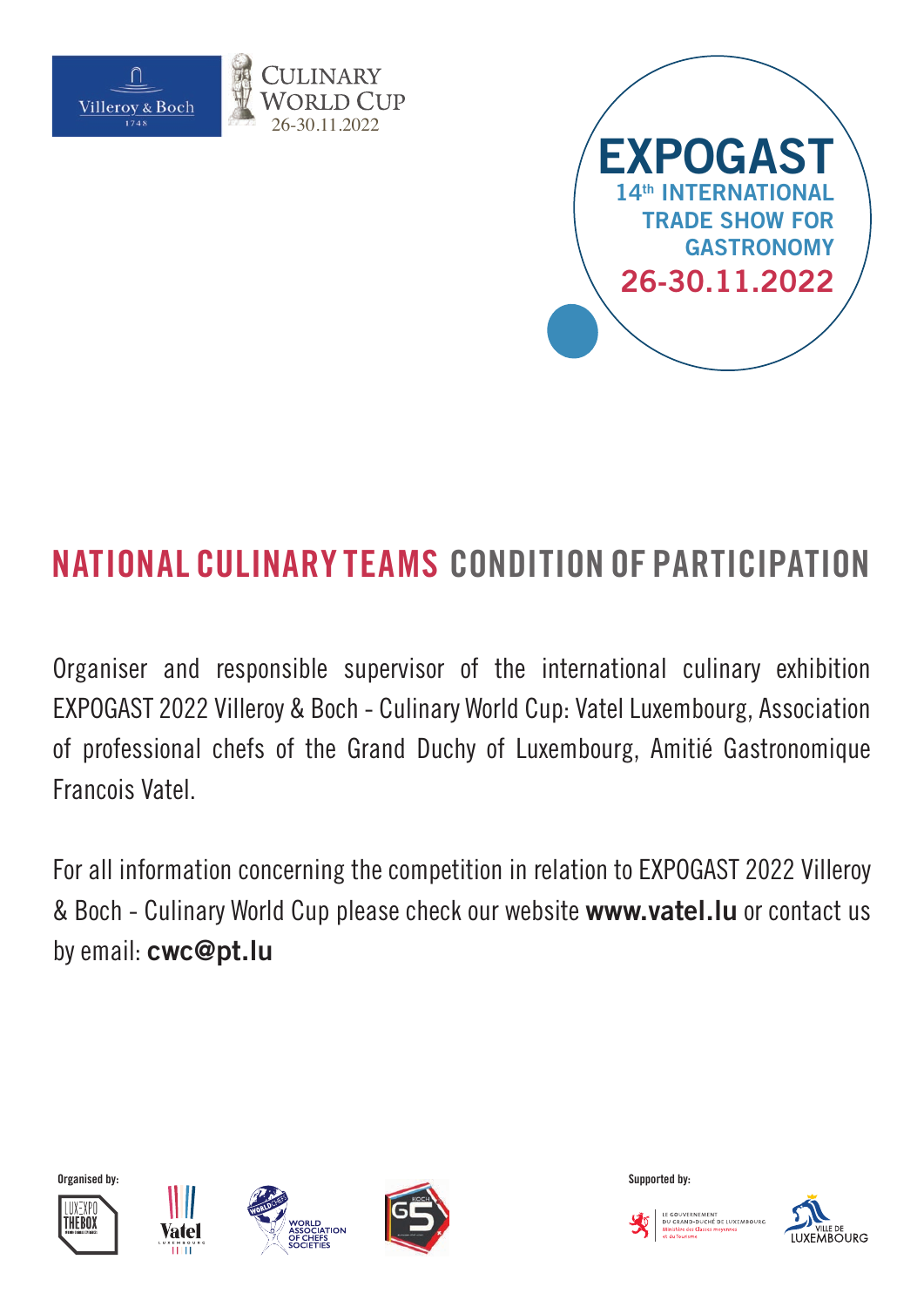Villeroy & Boch 1748

CULINARY WORLD CUP 26-30.11.2022

**EXPOGAST**
**14th INTERNATIONAL TRADE SHOW FOR GASTRONOMY**
**26-30.11.2022**

# NATIONAL CULINARY TEAMS CONDITION OF PARTICIPATION

Organiser and responsible supervisor of the international culinary exhibition EXPOGAST 2022 Villeroy & Boch - Culinary World Cup: Vatel Luxembourg, Association of professional chefs of the Grand Duchy of Luxembourg, Amitié Gastronomique Francois Vatel.

For all information concerning the competition in relation to EXPOGAST 2022 Villeroy & Boch - Culinary World Cup please check our website **www.vatel.lu** or contact us by email: **cwc@pt.lu**

Organised by: LUXEXPO THE BOX, Vatel Luxembourg, World Association of Chefs Societies, Koch G5

Supported by: Le Gouvernement du Grand-Duché de Luxembourg, Ministère des Classes moyennes et du Tourisme; Ville de Luxembourg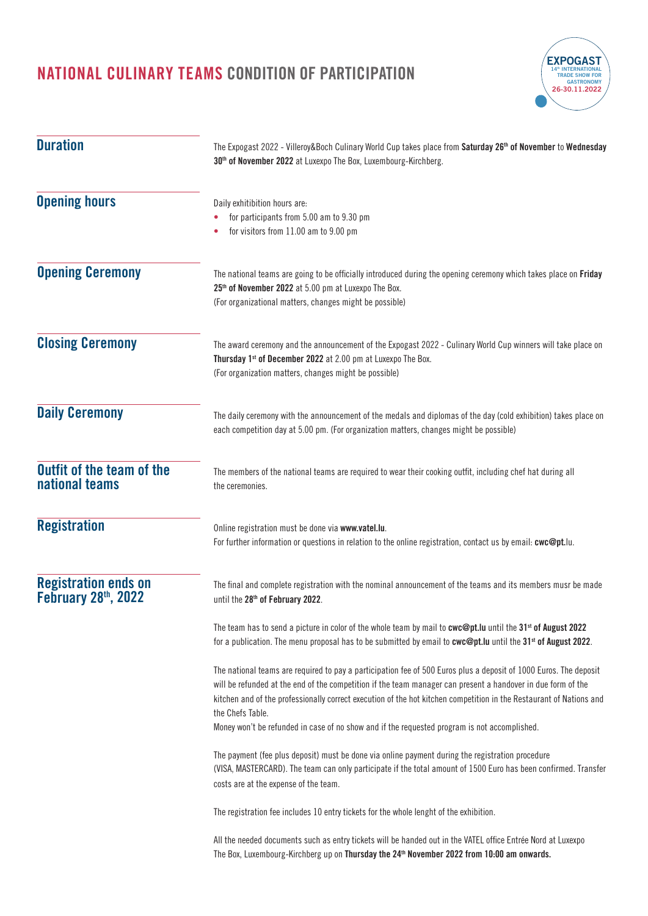# NATIONAL CULINARY TEAMS CONDITION OF PARTICIPATION

EXPOGAST
14th INTERNATIONAL TRADE SHOW FOR GASTRONOMY
26-30.11.2022

## Duration

The Expogast 2022 - Villeroy&Boch Culinary World Cup takes place from **Saturday 26th of November** to **Wednesday 30th of November 2022** at Luxexpo The Box, Luxembourg-Kirchberg.

## Opening hours

Daily exhitibition hours are:

- for participants from 5.00 am to 9.30 pm
- for visitors from 11.00 am to 9.00 pm

## Opening Ceremony

The national teams are going to be officially introduced during the opening ceremony which takes place on **Friday 25th of November 2022** at 5.00 pm at Luxexpo The Box.
(For organizational matters, changes might be possible)

## Closing Ceremony

The award ceremony and the announcement of the Expogast 2022 - Culinary World Cup winners will take place on **Thursday 1st of December 2022** at 2.00 pm at Luxexpo The Box.
(For organization matters, changes might be possible)

## Daily Ceremony

The daily ceremony with the announcement of the medals and diplomas of the day (cold exhibition) takes place on each competition day at 5.00 pm. (For organization matters, changes might be possible)

## Outfit of the team of the national teams

The members of the national teams are required to wear their cooking outfit, including chef hat during all the ceremonies.

## Registration

Online registration must be done via **www.vatel.lu**.
For further information or questions in relation to the online registration, contact us by email: **cwc@pt.**lu.

## Registration ends on February 28th, 2022

The final and complete registration with the nominal announcement of the teams and its members musr be made until the **28th of February 2022**.

The team has to send a picture in color of the whole team by mail to **cwc@pt.lu** until the **31st of August 2022** for a publication. The menu proposal has to be submitted by email to **cwc@pt.lu** until the **31st of August 2022**.

The national teams are required to pay a participation fee of 500 Euros plus a deposit of 1000 Euros. The deposit will be refunded at the end of the competition if the team manager can present a handover in due form of the kitchen and of the professionally correct execution of the hot kitchen competition in the Restaurant of Nations and the Chefs Table.
Money won't be refunded in case of no show and if the requested program is not accomplished.

The payment (fee plus deposit) must be done via online payment during the registration procedure (VISA, MASTERCARD). The team can only participate if the total amount of 1500 Euro has been confirmed. Transfer costs are at the expense of the team.

The registration fee includes 10 entry tickets for the whole lenght of the exhibition.

All the needed documents such as entry tickets will be handed out in the VATEL office Entrée Nord at Luxexpo The Box, Luxembourg-Kirchberg up on **Thursday the 24th November 2022 from 10:00 am onwards.**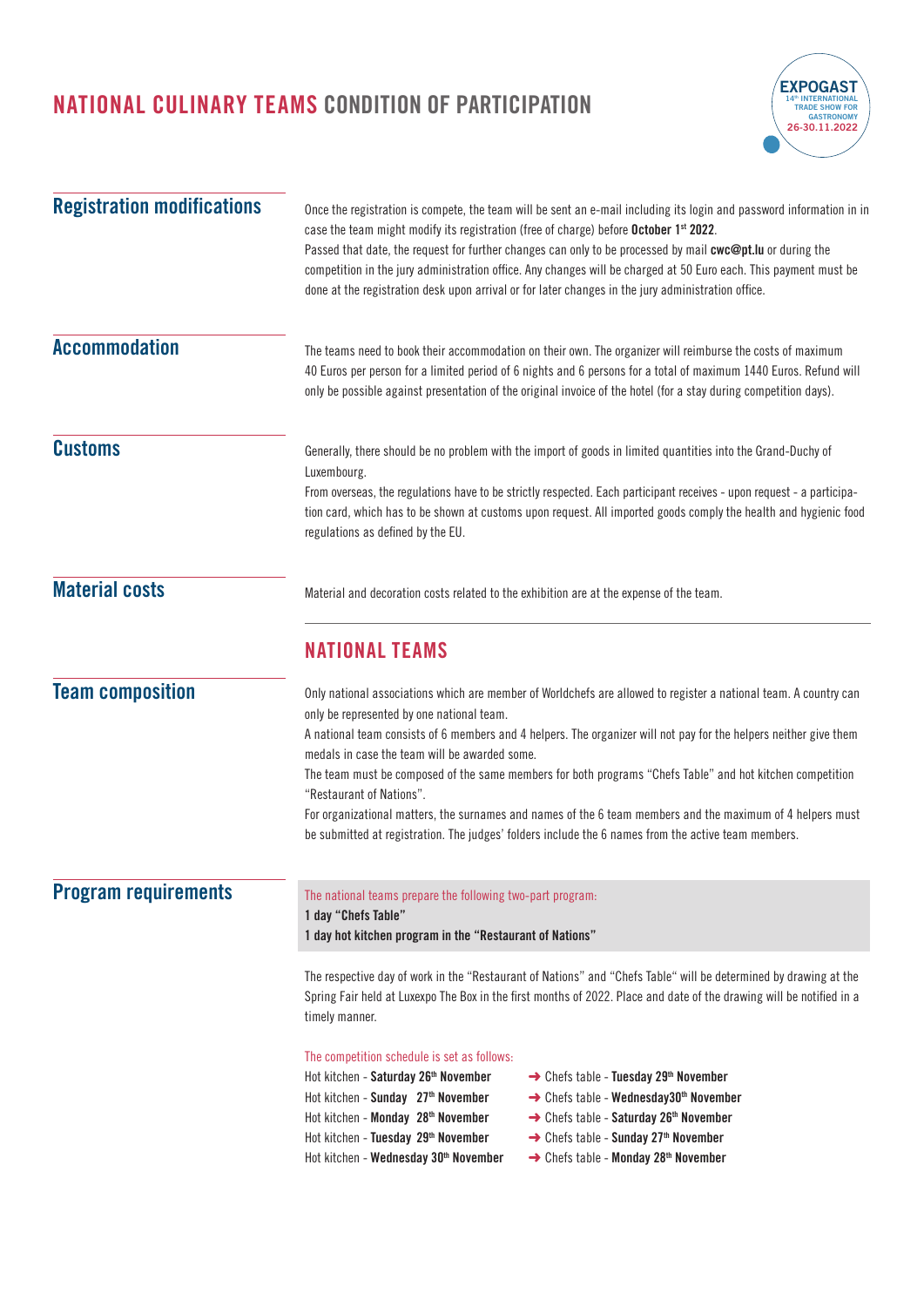# NATIONAL CULINARY TEAMS CONDITION OF PARTICIPATION

EXPOGAST
14th INTERNATIONAL TRADE SHOW FOR GASTRONOMY
26-30.11.2022

## Registration modifications

Once the registration is compete, the team will be sent an e-mail including its login and password information in in case the team might modify its registration (free of charge) before **October 1st 2022**.
Passed that date, the request for further changes can only to be processed by mail **cwc@pt.lu** or during the competition in the jury administration office. Any changes will be charged at 50 Euro each. This payment must be done at the registration desk upon arrival or for later changes in the jury administration office.

## Accommodation

The teams need to book their accommodation on their own. The organizer will reimburse the costs of maximum 40 Euros per person for a limited period of 6 nights and 6 persons for a total of maximum 1440 Euros. Refund will only be possible against presentation of the original invoice of the hotel (for a stay during competition days).

## Customs

Generally, there should be no problem with the import of goods in limited quantities into the Grand-Duchy of Luxembourg.
From overseas, the regulations have to be strictly respected. Each participant receives - upon request - a participation card, which has to be shown at customs upon request. All imported goods comply the health and hygienic food regulations as defined by the EU.

## Material costs

Material and decoration costs related to the exhibition are at the expense of the team.

# NATIONAL TEAMS

## Team composition

Only national associations which are member of Worldchefs are allowed to register a national team. A country can only be represented by one national team.
A national team consists of 6 members and 4 helpers. The organizer will not pay for the helpers neither give them medals in case the team will be awarded some.
The team must be composed of the same members for both programs "Chefs Table" and hot kitchen competition "Restaurant of Nations".
For organizational matters, the surnames and names of the 6 team members and the maximum of 4 helpers must be submitted at registration. The judges' folders include the 6 names from the active team members.

## Program requirements

The national teams prepare the following two-part program:
**1 day "Chefs Table"**
**1 day hot kitchen program in the "Restaurant of Nations"**

The respective day of work in the "Restaurant of Nations" and "Chefs Table" will be determined by drawing at the Spring Fair held at Luxexpo The Box in the first months of 2022. Place and date of the drawing will be notified in a timely manner.

The competition schedule is set as follows:

Hot kitchen - **Saturday 26th November** ➜ Chefs table - **Tuesday 29th November**
Hot kitchen - **Sunday 27th November** ➜ Chefs table - **Wednesday30th November**
Hot kitchen - **Monday 28th November** ➜ Chefs table - **Saturday 26th November**
Hot kitchen - **Tuesday 29th November** ➜ Chefs table - **Sunday 27th November**
Hot kitchen - **Wednesday 30th November** ➜ Chefs table - **Monday 28th November**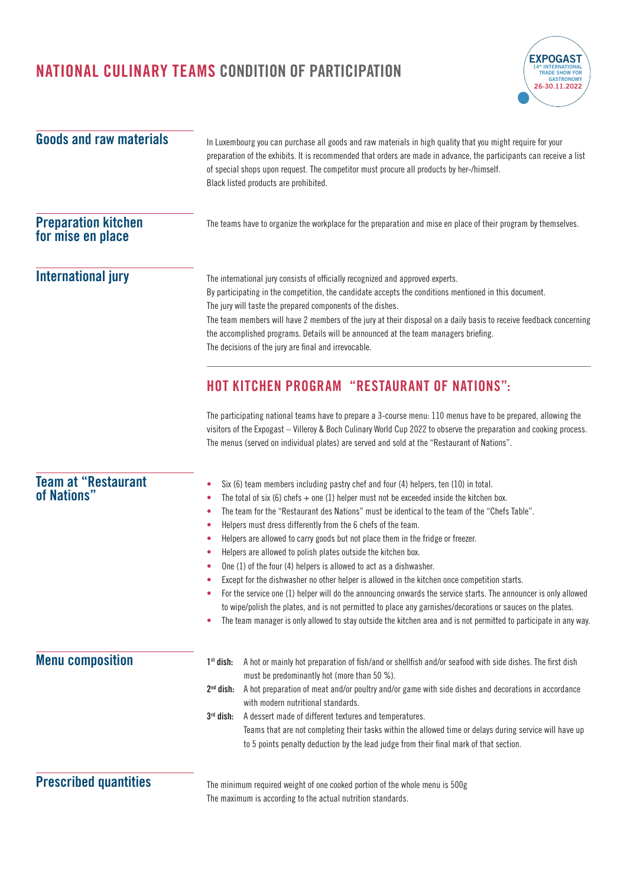# NATIONAL CULINARY TEAMS CONDITION OF PARTICIPATION

## Goods and raw materials

In Luxembourg you can purchase all goods and raw materials in high quality that you might require for your preparation of the exhibits. It is recommended that orders are made in advance, the participants can receive a list of special shops upon request. The competitor must procure all products by her-/himself.
Black listed products are prohibited.

## Preparation kitchen for mise en place

The teams have to organize the workplace for the preparation and mise en place of their program by themselves.

## International jury

The international jury consists of officially recognized and approved experts.
By participating in the competition, the candidate accepts the conditions mentioned in this document.
The jury will taste the prepared components of the dishes.
The team members will have 2 members of the jury at their disposal on a daily basis to receive feedback concerning the accomplished programs. Details will be announced at the team managers briefing.
The decisions of the jury are final and irrevocable.

## HOT KITCHEN PROGRAM "RESTAURANT OF NATIONS":

The participating national teams have to prepare a 3-course menu: 110 menus have to be prepared, allowing the visitors of the Expogast – Villeroy & Boch Culinary World Cup 2022 to observe the preparation and cooking process. The menus (served on individual plates) are served and sold at the "Restaurant of Nations".

## Team at "Restaurant of Nations"

- Six (6) team members including pastry chef and four (4) helpers, ten (10) in total.
- The total of six (6) chefs + one (1) helper must not be exceeded inside the kitchen box.
- The team for the "Restaurant des Nations" must be identical to the team of the "Chefs Table".
- Helpers must dress differently from the 6 chefs of the team.
- Helpers are allowed to carry goods but not place them in the fridge or freezer.
- Helpers are allowed to polish plates outside the kitchen box.
- One (1) of the four (4) helpers is allowed to act as a dishwasher.
- Except for the dishwasher no other helper is allowed in the kitchen once competition starts.
- For the service one (1) helper will do the announcing onwards the service starts. The announcer is only allowed to wipe/polish the plates, and is not permitted to place any garnishes/decorations or sauces on the plates.
- The team manager is only allowed to stay outside the kitchen area and is not permitted to participate in any way.

## Menu composition

**1st dish:** A hot or mainly hot preparation of fish/and or shellfish and/or seafood with side dishes. The first dish must be predominantly hot (more than 50 %).

**2nd dish:** A hot preparation of meat and/or poultry and/or game with side dishes and decorations in accordance with modern nutritional standards.

**3rd dish:** A dessert made of different textures and temperatures.
Teams that are not completing their tasks within the allowed time or delays during service will have up to 5 points penalty deduction by the lead judge from their final mark of that section.

## Prescribed quantities

The minimum required weight of one cooked portion of the whole menu is 500g
The maximum is according to the actual nutrition standards.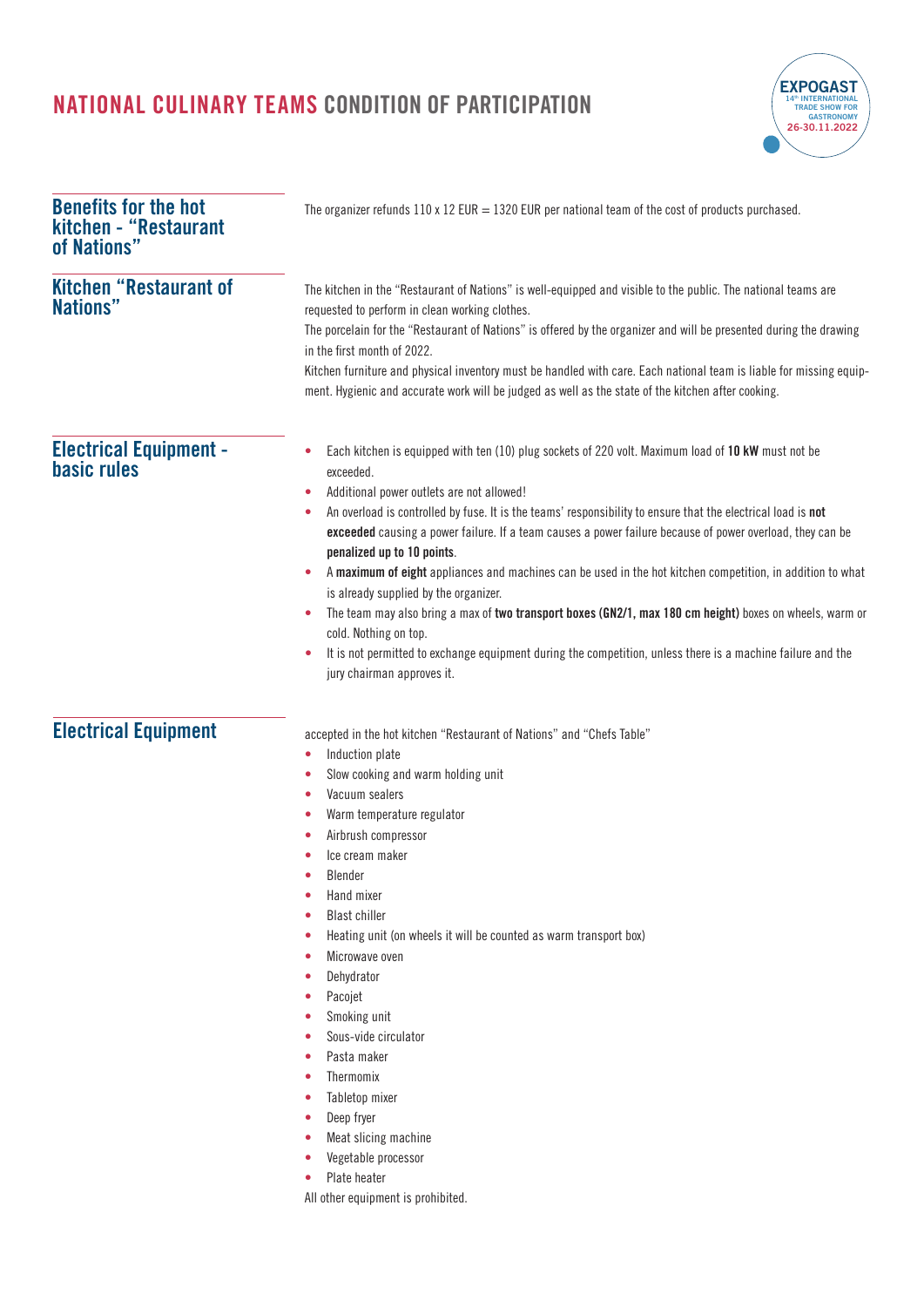# NATIONAL CULINARY TEAMS CONDITION OF PARTICIPATION

## Benefits for the hot kitchen - "Restaurant of Nations"

The organizer refunds 110 x 12 EUR = 1320 EUR per national team of the cost of products purchased.

## Kitchen "Restaurant of Nations"

The kitchen in the "Restaurant of Nations" is well-equipped and visible to the public. The national teams are requested to perform in clean working clothes.

The porcelain for the "Restaurant of Nations" is offered by the organizer and will be presented during the drawing in the first month of 2022.

Kitchen furniture and physical inventory must be handled with care. Each national team is liable for missing equipment. Hygienic and accurate work will be judged as well as the state of the kitchen after cooking.

## Electrical Equipment - basic rules

- Each kitchen is equipped with ten (10) plug sockets of 220 volt. Maximum load of **10 kW** must not be exceeded.
- Additional power outlets are not allowed!
- An overload is controlled by fuse. It is the teams' responsibility to ensure that the electrical load is **not exceeded** causing a power failure. If a team causes a power failure because of power overload, they can be **penalized up to 10 points**.
- A **maximum of eight** appliances and machines can be used in the hot kitchen competition, in addition to what is already supplied by the organizer.
- The team may also bring a max of **two transport boxes (GN2/1, max 180 cm height)** boxes on wheels, warm or cold. Nothing on top.
- It is not permitted to exchange equipment during the competition, unless there is a machine failure and the jury chairman approves it.

## Electrical Equipment

accepted in the hot kitchen "Restaurant of Nations" and "Chefs Table"

- Induction plate
- Slow cooking and warm holding unit
- Vacuum sealers
- Warm temperature regulator
- Airbrush compressor
- Ice cream maker
- Blender
- Hand mixer
- Blast chiller
- Heating unit (on wheels it will be counted as warm transport box)
- Microwave oven
- Dehydrator
- Pacojet
- Smoking unit
- Sous-vide circulator
- Pasta maker
- Thermomix
- Tabletop mixer
- Deep fryer
- Meat slicing machine
- Vegetable processor
- Plate heater

All other equipment is prohibited.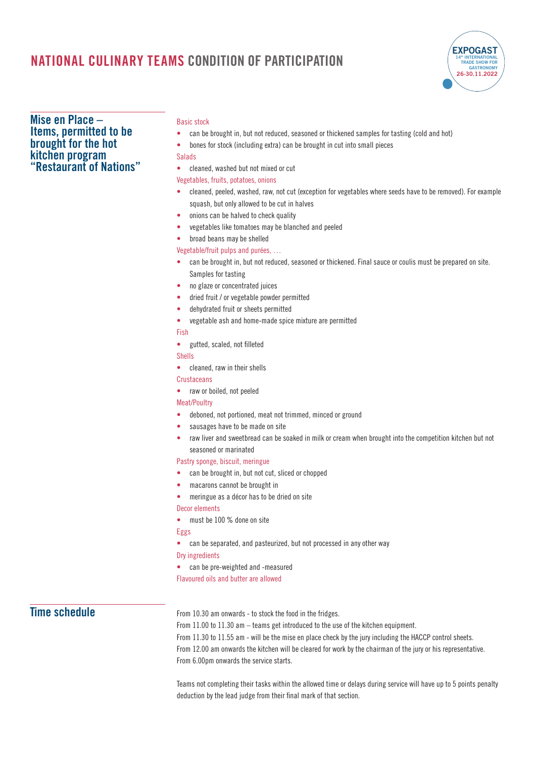# NATIONAL CULINARY TEAMS CONDITION OF PARTICIPATION

## Mise en Place – Items, permitted to be brought for the hot kitchen program "Restaurant of Nations"

Basic stock

- can be brought in, but not reduced, seasoned or thickened samples for tasting (cold and hot)
- bones for stock (including extra) can be brought in cut into small pieces

Salads

- cleaned, washed but not mixed or cut

Vegetables, fruits, potatoes, onions

- cleaned, peeled, washed, raw, not cut (exception for vegetables where seeds have to be removed). For example squash, but only allowed to be cut in halves
- onions can be halved to check quality
- vegetables like tomatoes may be blanched and peeled
- broad beans may be shelled

Vegetable/fruit pulps and purées, …

- can be brought in, but not reduced, seasoned or thickened. Final sauce or coulis must be prepared on site. Samples for tasting
- no glaze or concentrated juices
- dried fruit / or vegetable powder permitted
- dehydrated fruit or sheets permitted
- vegetable ash and home-made spice mixture are permitted

Fish

- gutted, scaled, not filleted

Shells

- cleaned, raw in their shells

Crustaceans

- raw or boiled, not peeled

Meat/Poultry

- deboned, not portioned, meat not trimmed, minced or ground
- sausages have to be made on site
- raw liver and sweetbread can be soaked in milk or cream when brought into the competition kitchen but not seasoned or marinated

Pastry sponge, biscuit, meringue

- can be brought in, but not cut, sliced or chopped
- macarons cannot be brought in
- meringue as a décor has to be dried on site

Decor elements

- must be 100 % done on site

Eggs

- can be separated, and pasteurized, but not processed in any other way

Dry ingredients

- can be pre-weighted and -measured

Flavoured oils and butter are allowed

## Time schedule

From 10.30 am onwards - to stock the food in the fridges.
From 11.00 to 11.30 am – teams get introduced to the use of the kitchen equipment.
From 11.30 to 11.55 am - will be the mise en place check by the jury including the HACCP control sheets.
From 12.00 am onwards the kitchen will be cleared for work by the chairman of the jury or his representative.
From 6.00pm onwards the service starts.

Teams not completing their tasks within the allowed time or delays during service will have up to 5 points penalty deduction by the lead judge from their final mark of that section.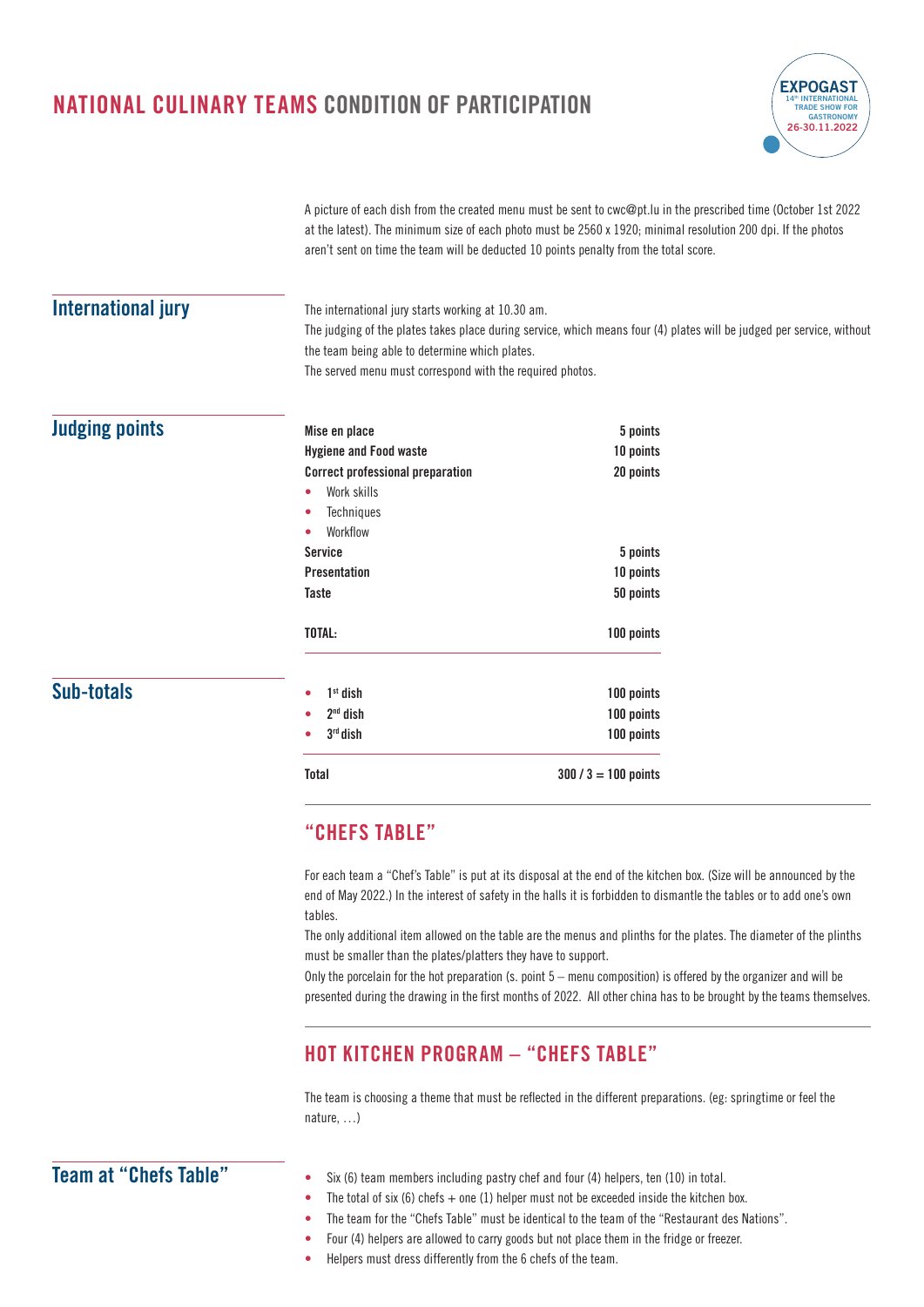A picture of each dish from the created menu must be sent to cwc@pt.lu in the prescribed time (October 1st 2022 at the latest). The minimum size of each photo must be 2560 x 1920; minimal resolution 200 dpi. If the photos aren't sent on time the team will be deducted 10 points penalty from the total score.

## International jury

The international jury starts working at 10.30 am.
The judging of the plates takes place during service, which means four (4) plates will be judged per service, without the team being able to determine which plates.
The served menu must correspond with the required photos.

## Judging points

| | |
|---|---|
| **Mise en place** | **5 points** |
| **Hygiene and Food waste** | **10 points** |
| **Correct professional preparation** | **20 points** |
| • Work skills | |
| • Techniques | |
| • Workflow | |
| **Service** | **5 points** |
| **Presentation** | **10 points** |
| **Taste** | **50 points** |
| **TOTAL:** | **100 points** |

## Sub-totals

| | |
|---|---|
| • **1st dish** | **100 points** |
| • **2nd dish** | **100 points** |
| • **3rd dish** | **100 points** |
| **Total** | **300 / 3 = 100 points** |

## "CHEFS TABLE"

For each team a "Chef's Table" is put at its disposal at the end of the kitchen box. (Size will be announced by the end of May 2022.) In the interest of safety in the halls it is forbidden to dismantle the tables or to add one's own tables.
The only additional item allowed on the table are the menus and plinths for the plates. The diameter of the plinths must be smaller than the plates/platters they have to support.
Only the porcelain for the hot preparation (s. point 5 – menu composition) is offered by the organizer and will be presented during the drawing in the first months of 2022. All other china has to be brought by the teams themselves.

## HOT KITCHEN PROGRAM – "CHEFS TABLE"

The team is choosing a theme that must be reflected in the different preparations. (eg: springtime or feel the nature, …)

## Team at "Chefs Table"

- Six (6) team members including pastry chef and four (4) helpers, ten (10) in total.
- The total of six (6) chefs + one (1) helper must not be exceeded inside the kitchen box.
- The team for the "Chefs Table" must be identical to the team of the "Restaurant des Nations".
- Four (4) helpers are allowed to carry goods but not place them in the fridge or freezer.
- Helpers must dress differently from the 6 chefs of the team.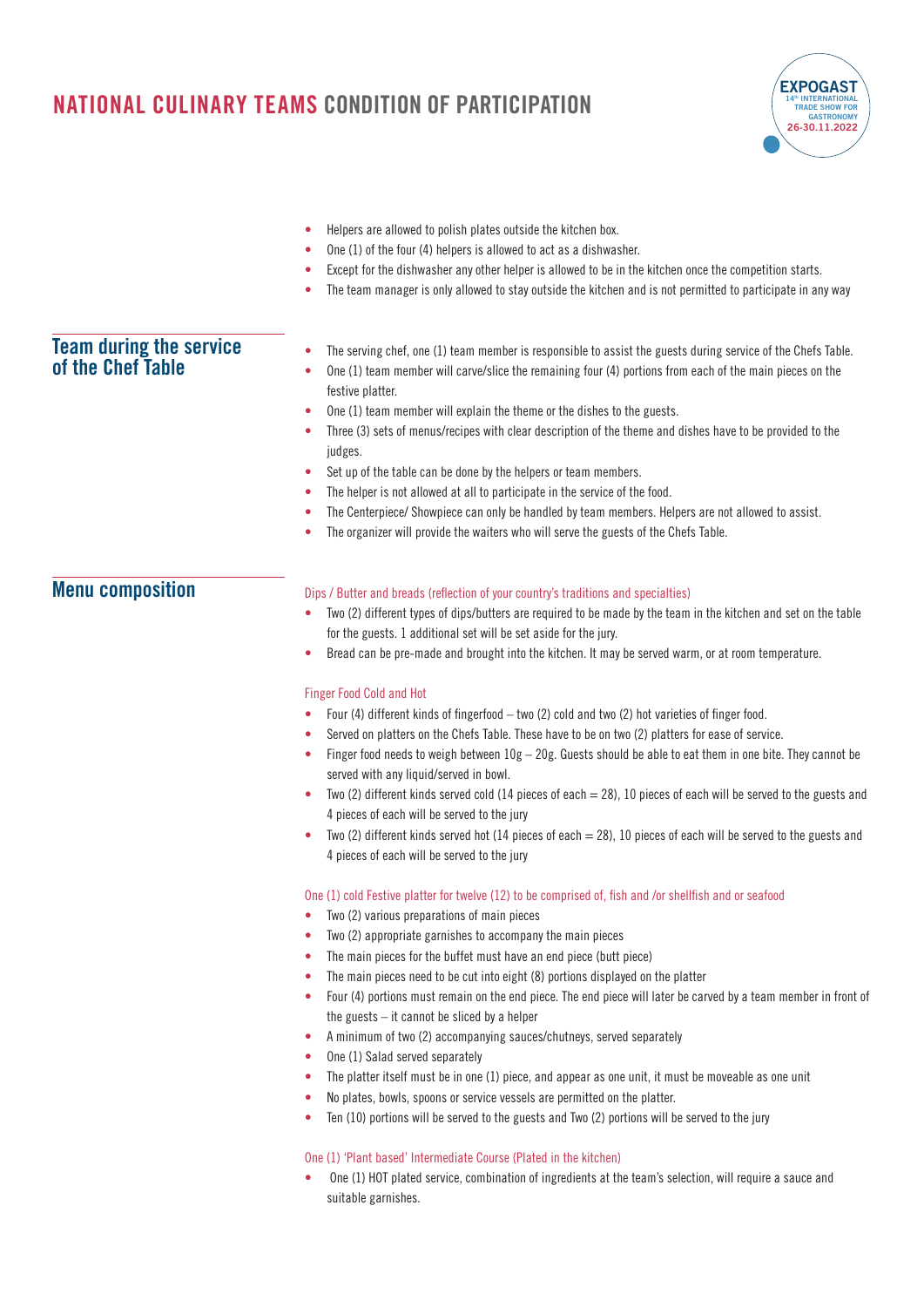- Helpers are allowed to polish plates outside the kitchen box.
- One (1) of the four (4) helpers is allowed to act as a dishwasher.
- Except for the dishwasher any other helper is allowed to be in the kitchen once the competition starts.
- The team manager is only allowed to stay outside the kitchen and is not permitted to participate in any way

## Team during the service of the Chef Table

- The serving chef, one (1) team member is responsible to assist the guests during service of the Chefs Table.
- One (1) team member will carve/slice the remaining four (4) portions from each of the main pieces on the festive platter.
- One (1) team member will explain the theme or the dishes to the guests.
- Three (3) sets of menus/recipes with clear description of the theme and dishes have to be provided to the judges.
- Set up of the table can be done by the helpers or team members.
- The helper is not allowed at all to participate in the service of the food.
- The Centerpiece/ Showpiece can only be handled by team members. Helpers are not allowed to assist.
- The organizer will provide the waiters who will serve the guests of the Chefs Table.

## Menu composition

### Dips / Butter and breads (reflection of your country's traditions and specialties)

- Two (2) different types of dips/butters are required to be made by the team in the kitchen and set on the table for the guests. 1 additional set will be set aside for the jury.
- Bread can be pre-made and brought into the kitchen. It may be served warm, or at room temperature.

### Finger Food Cold and Hot

- Four (4) different kinds of fingerfood – two (2) cold and two (2) hot varieties of finger food.
- Served on platters on the Chefs Table. These have to be on two (2) platters for ease of service.
- Finger food needs to weigh between 10g – 20g. Guests should be able to eat them in one bite. They cannot be served with any liquid/served in bowl.
- Two (2) different kinds served cold (14 pieces of each = 28), 10 pieces of each will be served to the guests and 4 pieces of each will be served to the jury
- Two (2) different kinds served hot (14 pieces of each = 28), 10 pieces of each will be served to the guests and 4 pieces of each will be served to the jury

### One (1) cold Festive platter for twelve (12) to be comprised of, fish and /or shellfish and or seafood

- Two (2) various preparations of main pieces
- Two (2) appropriate garnishes to accompany the main pieces
- The main pieces for the buffet must have an end piece (butt piece)
- The main pieces need to be cut into eight (8) portions displayed on the platter
- Four (4) portions must remain on the end piece. The end piece will later be carved by a team member in front of the guests – it cannot be sliced by a helper
- A minimum of two (2) accompanying sauces/chutneys, served separately
- One (1) Salad served separately
- The platter itself must be in one (1) piece, and appear as one unit, it must be moveable as one unit
- No plates, bowls, spoons or service vessels are permitted on the platter.
- Ten (10) portions will be served to the guests and Two (2) portions will be served to the jury

### One (1) 'Plant based' Intermediate Course (Plated in the kitchen)

- One (1) HOT plated service, combination of ingredients at the team's selection, will require a sauce and suitable garnishes.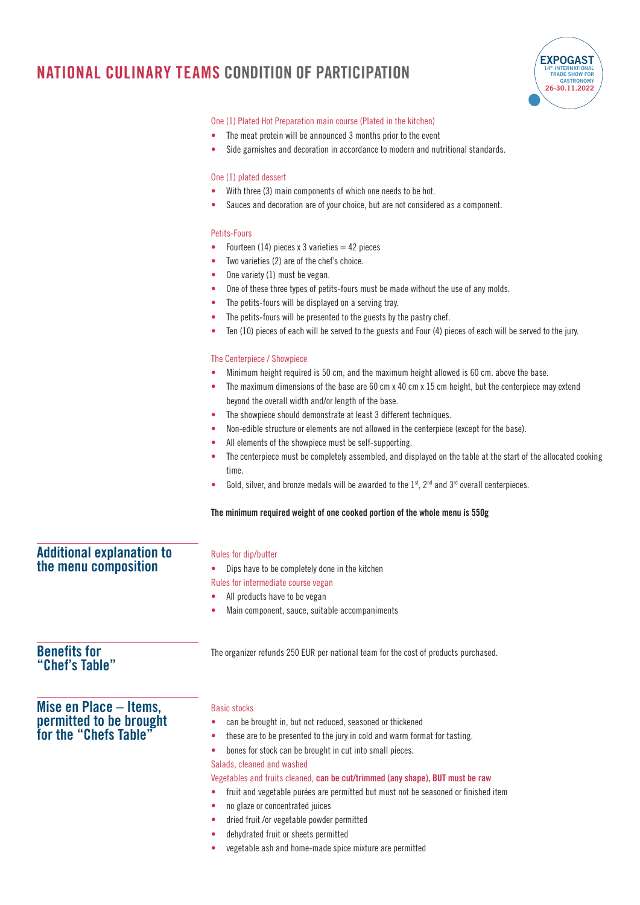# NATIONAL CULINARY TEAMS CONDITION OF PARTICIPATION

One (1) Plated Hot Preparation main course (Plated in the kitchen)

- The meat protein will be announced 3 months prior to the event
- Side garnishes and decoration in accordance to modern and nutritional standards.

One (1) plated dessert

- With three (3) main components of which one needs to be hot.
- Sauces and decoration are of your choice, but are not considered as a component.

Petits-Fours

- Fourteen (14) pieces x 3 varieties = 42 pieces
- Two varieties (2) are of the chef's choice.
- One variety (1) must be vegan.
- One of these three types of petits-fours must be made without the use of any molds.
- The petits-fours will be displayed on a serving tray.
- The petits-fours will be presented to the guests by the pastry chef.
- Ten (10) pieces of each will be served to the guests and Four (4) pieces of each will be served to the jury.

The Centerpiece / Showpiece

- Minimum height required is 50 cm, and the maximum height allowed is 60 cm. above the base.
- The maximum dimensions of the base are 60 cm x 40 cm x 15 cm height, but the centerpiece may extend beyond the overall width and/or length of the base.
- The showpiece should demonstrate at least 3 different techniques.
- Non-edible structure or elements are not allowed in the centerpiece (except for the base).
- All elements of the showpiece must be self-supporting.
- The centerpiece must be completely assembled, and displayed on the table at the start of the allocated cooking time.
- Gold, silver, and bronze medals will be awarded to the 1st, 2nd and 3rd overall centerpieces.

**The minimum required weight of one cooked portion of the whole menu is 550g**

## Additional explanation to the menu composition

Rules for dip/butter

- Dips have to be completely done in the kitchen

Rules for intermediate course vegan

- All products have to be vegan
- Main component, sauce, suitable accompaniments

## Benefits for "Chef's Table"

The organizer refunds 250 EUR per national team for the cost of products purchased.

## Mise en Place – Items, permitted to be brought for the "Chefs Table"

Basic stocks

- can be brought in, but not reduced, seasoned or thickened
- these are to be presented to the jury in cold and warm format for tasting.
- bones for stock can be brought in cut into small pieces.

Salads, cleaned and washed

Vegetables and fruits cleaned, **can be cut/trimmed (any shape), BUT must be raw**

- fruit and vegetable purées are permitted but must not be seasoned or finished item
- no glaze or concentrated juices
- dried fruit /or vegetable powder permitted
- dehydrated fruit or sheets permitted
- vegetable ash and home-made spice mixture are permitted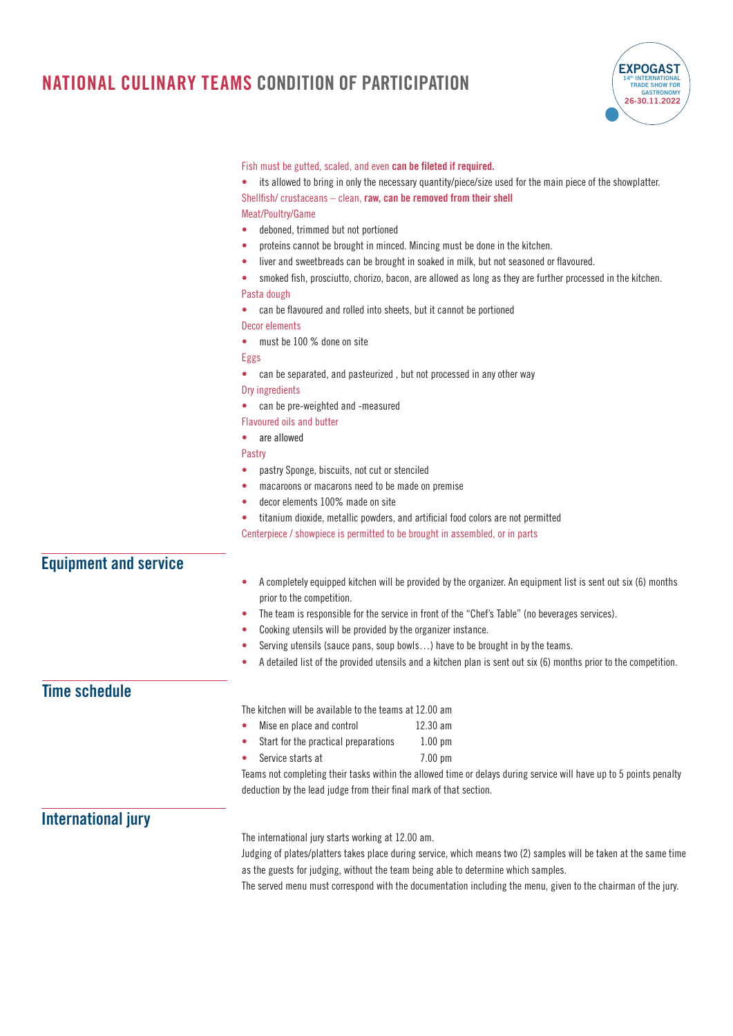# NATIONAL CULINARY TEAMS CONDITION OF PARTICIPATION

Fish must be gutted, scaled, and even **can be fileted if required.**

- its allowed to bring in only the necessary quantity/piece/size used for the main piece of the showplatter.

Shellfish/ crustaceans – clean, **raw, can be removed from their shell**

Meat/Poultry/Game

- deboned, trimmed but not portioned
- proteins cannot be brought in minced. Mincing must be done in the kitchen.
- liver and sweetbreads can be brought in soaked in milk, but not seasoned or flavoured.
- smoked fish, prosciutto, chorizo, bacon, are allowed as long as they are further processed in the kitchen.

Pasta dough

- can be flavoured and rolled into sheets, but it cannot be portioned

Decor elements

- must be 100 % done on site

Eggs

- can be separated, and pasteurized , but not processed in any other way

Dry ingredients

- can be pre-weighted and -measured

Flavoured oils and butter

- are allowed

Pastry

- pastry Sponge, biscuits, not cut or stenciled
- macaroons or macarons need to be made on premise
- decor elements 100% made on site
- titanium dioxide, metallic powders, and artificial food colors are not permitted

Centerpiece / showpiece is permitted to be brought in assembled, or in parts

## Equipment and service

- A completely equipped kitchen will be provided by the organizer. An equipment list is sent out six (6) months prior to the competition.
- The team is responsible for the service in front of the "Chef's Table" (no beverages services).
- Cooking utensils will be provided by the organizer instance.
- Serving utensils (sauce pans, soup bowls…) have to be brought in by the teams.
- A detailed list of the provided utensils and a kitchen plan is sent out six (6) months prior to the competition.

## Time schedule

The kitchen will be available to the teams at 12.00 am

- Mise en place and control 12.30 am
- Start for the practical preparations 1.00 pm
- Service starts at 7.00 pm

Teams not completing their tasks within the allowed time or delays during service will have up to 5 points penalty deduction by the lead judge from their final mark of that section.

## International jury

The international jury starts working at 12.00 am.

Judging of plates/platters takes place during service, which means two (2) samples will be taken at the same time as the guests for judging, without the team being able to determine which samples.

The served menu must correspond with the documentation including the menu, given to the chairman of the jury.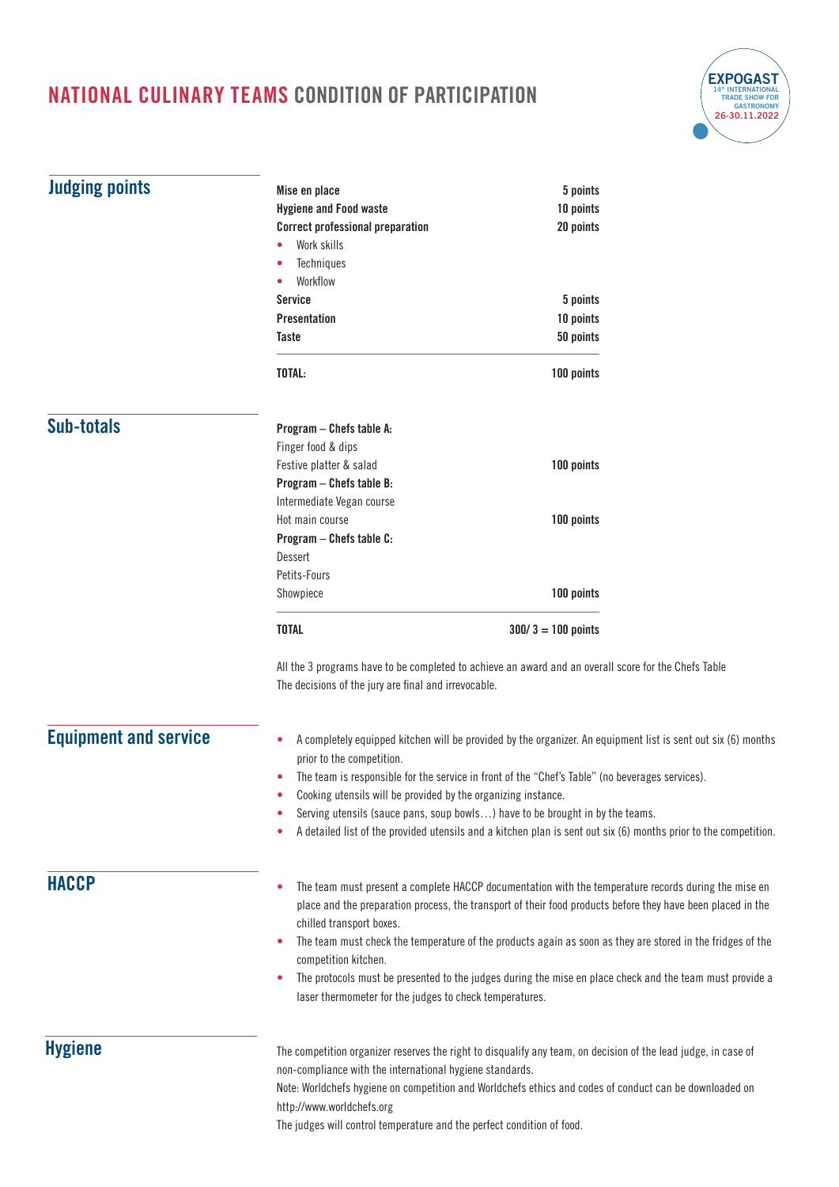# NATIONAL CULINARY TEAMS CONDITION OF PARTICIPATION

## Judging points

| | |
|---|---|
| **Mise en place** | **5 points** |
| **Hygiene and Food waste** | **10 points** |
| **Correct professional preparation** | **20 points** |
| • Work skills | |
| • Techniques | |
| • Workflow | |
| **Service** | **5 points** |
| **Presentation** | **10 points** |
| **Taste** | **50 points** |
| **TOTAL:** | **100 points** |

## Sub-totals

| | |
|---|---|
| **Program – Chefs table A:** | |
| Finger food & dips | |
| Festive platter & salad | **100 points** |
| **Program – Chefs table B:** | |
| Intermediate Vegan course | |
| Hot main course | **100 points** |
| **Program – Chefs table C:** | |
| Dessert | |
| Petits-Fours | |
| Showpiece | **100 points** |
| **TOTAL** | **300/ 3 = 100 points** |

All the 3 programs have to be completed to achieve an award and an overall score for the Chefs Table
The decisions of the jury are final and irrevocable.

## Equipment and service

- A completely equipped kitchen will be provided by the organizer. An equipment list is sent out six (6) months prior to the competition.
- The team is responsible for the service in front of the "Chef's Table" (no beverages services).
- Cooking utensils will be provided by the organizing instance.
- Serving utensils (sauce pans, soup bowls…) have to be brought in by the teams.
- A detailed list of the provided utensils and a kitchen plan is sent out six (6) months prior to the competition.

## HACCP

- The team must present a complete HACCP documentation with the temperature records during the mise en place and the preparation process, the transport of their food products before they have been placed in the chilled transport boxes.
- The team must check the temperature of the products again as soon as they are stored in the fridges of the competition kitchen.
- The protocols must be presented to the judges during the mise en place check and the team must provide a laser thermometer for the judges to check temperatures.

## Hygiene

The competition organizer reserves the right to disqualify any team, on decision of the lead judge, in case of non-compliance with the international hygiene standards.
Note: Worldchefs hygiene on competition and Worldchefs ethics and codes of conduct can be downloaded on http://www.worldchefs.org
The judges will control temperature and the perfect condition of food.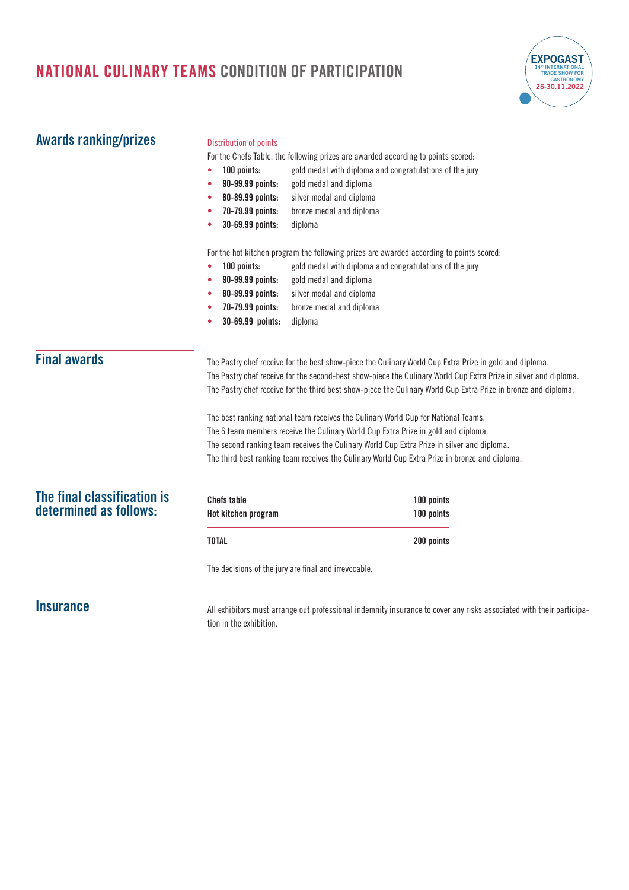# NATIONAL CULINARY TEAMS CONDITION OF PARTICIPATION

EXPOGAST
14th INTERNATIONAL TRADE SHOW FOR GASTRONOMY
26-30.11.2022

## Awards ranking/prizes

Distribution of points

For the Chefs Table, the following prizes are awarded according to points scored:

- **100 points:** gold medal with diploma and congratulations of the jury
- **90-99.99 points:** gold medal and diploma
- **80-89.99 points:** silver medal and diploma
- **70-79.99 points:** bronze medal and diploma
- **30-69.99 points:** diploma

For the hot kitchen program the following prizes are awarded according to points scored:

- **100 points:** gold medal with diploma and congratulations of the jury
- **90-99.99 points:** gold medal and diploma
- **80-89.99 points:** silver medal and diploma
- **70-79.99 points:** bronze medal and diploma
- **30-69.99 points:** diploma

## Final awards

The Pastry chef receive for the best show-piece the Culinary World Cup Extra Prize in gold and diploma.
The Pastry chef receive for the second-best show-piece the Culinary World Cup Extra Prize in silver and diploma.
The Pastry chef receive for the third best show-piece the Culinary World Cup Extra Prize in bronze and diploma.

The best ranking national team receives the Culinary World Cup for National Teams.
The 6 team members receive the Culinary World Cup Extra Prize in gold and diploma.
The second ranking team receives the Culinary World Cup Extra Prize in silver and diploma.
The third best ranking team receives the Culinary World Cup Extra Prize in bronze and diploma.

## The final classification is determined as follows:

| | |
|---|---|
| **Chefs table** | **100 points** |
| **Hot kitchen program** | **100 points** |
| **TOTAL** | **200 points** |

The decisions of the jury are final and irrevocable.

## Insurance

All exhibitors must arrange out professional indemnity insurance to cover any risks associated with their participation in the exhibition.